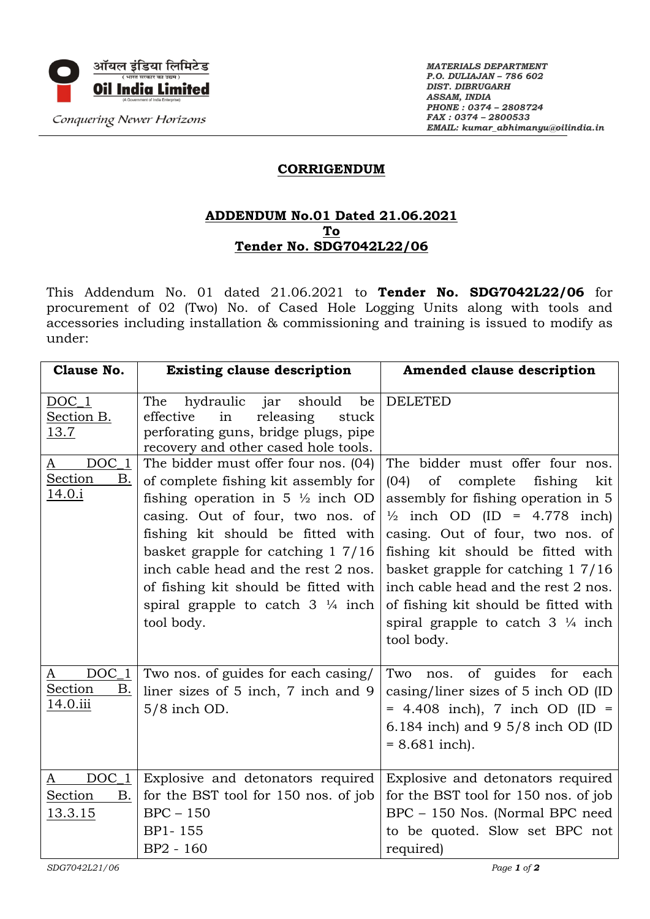ऑयल इंडिया लिमिटेड
( भारत सरकार का उद्यम )
**Oil India Limited**
(A Government of India Enterprise)

*Conquering Newer Horizons*

*MATERIALS DEPARTMENT*
*P.O. DULIAJAN – 786 602*
*DIST. DIBRUGARH*
*ASSAM, INDIA*
*PHONE : 0374 – 2808724*
*FAX : 0374 – 2800533*
*EMAIL: kumar_abhimanyu@oilindia.in*

## CORRIGENDUM

### ADDENDUM No.01 Dated 21.06.2021
### To
### Tender No. SDG7042L22/06

This Addendum No. 01 dated 21.06.2021 to **Tender No. SDG7042L22/06** for procurement of 02 (Two) No. of Cased Hole Logging Units along with tools and accessories including installation & commissioning and training is issued to modify as under:

| Clause No. | Existing clause description | Amended clause description |
|---|---|---|
| DOC_1 Section B. 13.7 | The hydraulic jar should be effective in releasing stuck perforating guns, bridge plugs, pipe recovery and other cased hole tools. | DELETED |
| A DOC_1 Section B. 14.0.i | The bidder must offer four nos. (04) of complete fishing kit assembly for fishing operation in 5 ½ inch OD casing. Out of four, two nos. of fishing kit should be fitted with basket grapple for catching 1 7/16 inch cable head and the rest 2 nos. of fishing kit should be fitted with spiral grapple to catch 3 ¼ inch tool body. | The bidder must offer four nos. (04) of complete fishing kit assembly for fishing operation in 5 ½ inch OD (ID = 4.778 inch) casing. Out of four, two nos. of fishing kit should be fitted with basket grapple for catching 1 7/16 inch cable head and the rest 2 nos. of fishing kit should be fitted with spiral grapple to catch 3 ¼ inch tool body. |
| A DOC_1 Section B. 14.0.iii | Two nos. of guides for each casing/ liner sizes of 5 inch, 7 inch and 9 5/8 inch OD. | Two nos. of guides for each casing/liner sizes of 5 inch OD (ID = 4.408 inch), 7 inch OD (ID = 6.184 inch) and 9 5/8 inch OD (ID = 8.681 inch). |
| A DOC_1 Section B. 13.3.15 | Explosive and detonators required for the BST tool for 150 nos. of job<br>BPC – 150<br>BP1- 155<br>BP2 - 160 | Explosive and detonators required for the BST tool for 150 nos. of job<br>BPC – 150 Nos. (Normal BPC need to be quoted. Slow set BPC not required) |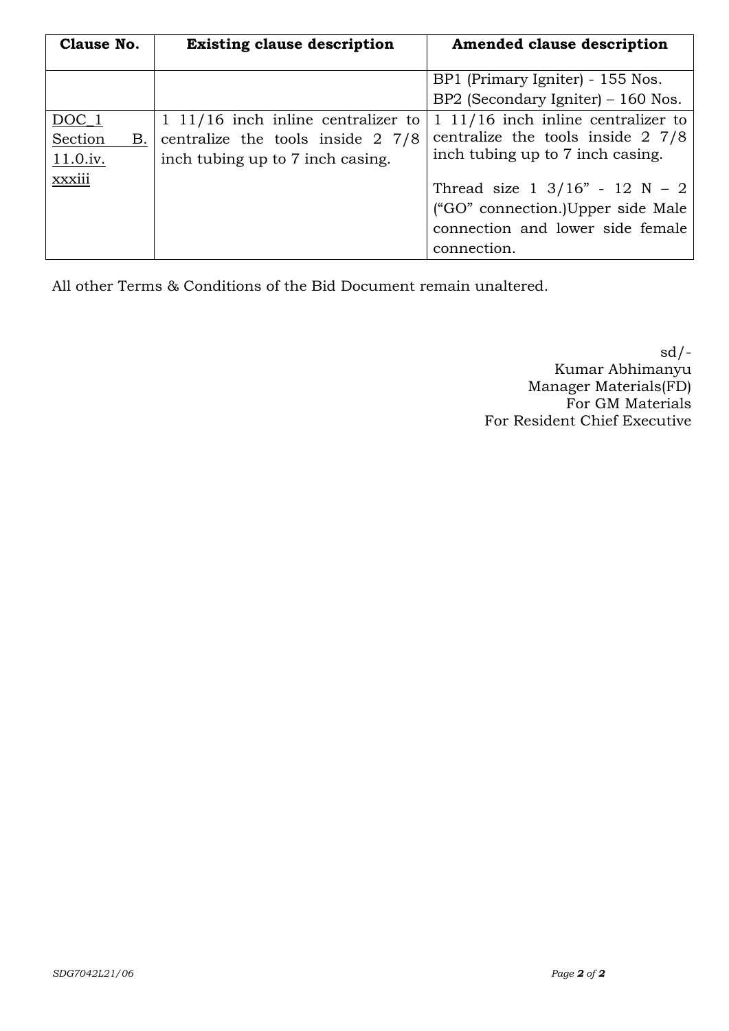| Clause No. | Existing clause description | Amended clause description |
|---|---|---|
| | | BP1 (Primary Igniter) - 155 Nos.<br>BP2 (Secondary Igniter) – 160 Nos. |
| DOC_1 Section B. 11.0.iv. xxxiii | 1 11/16 inch inline centralizer to centralize the tools inside 2 7/8 inch tubing up to 7 inch casing. | 1 11/16 inch inline centralizer to centralize the tools inside 2 7/8 inch tubing up to 7 inch casing.<br><br>Thread size 1 3/16" - 12 N – 2 ("GO" connection.)Upper side Male connection and lower side female connection. |

All other Terms & Conditions of the Bid Document remain unaltered.

sd/-
Kumar Abhimanyu
Manager Materials(FD)
For GM Materials
For Resident Chief Executive

*SDG7042L21/06*